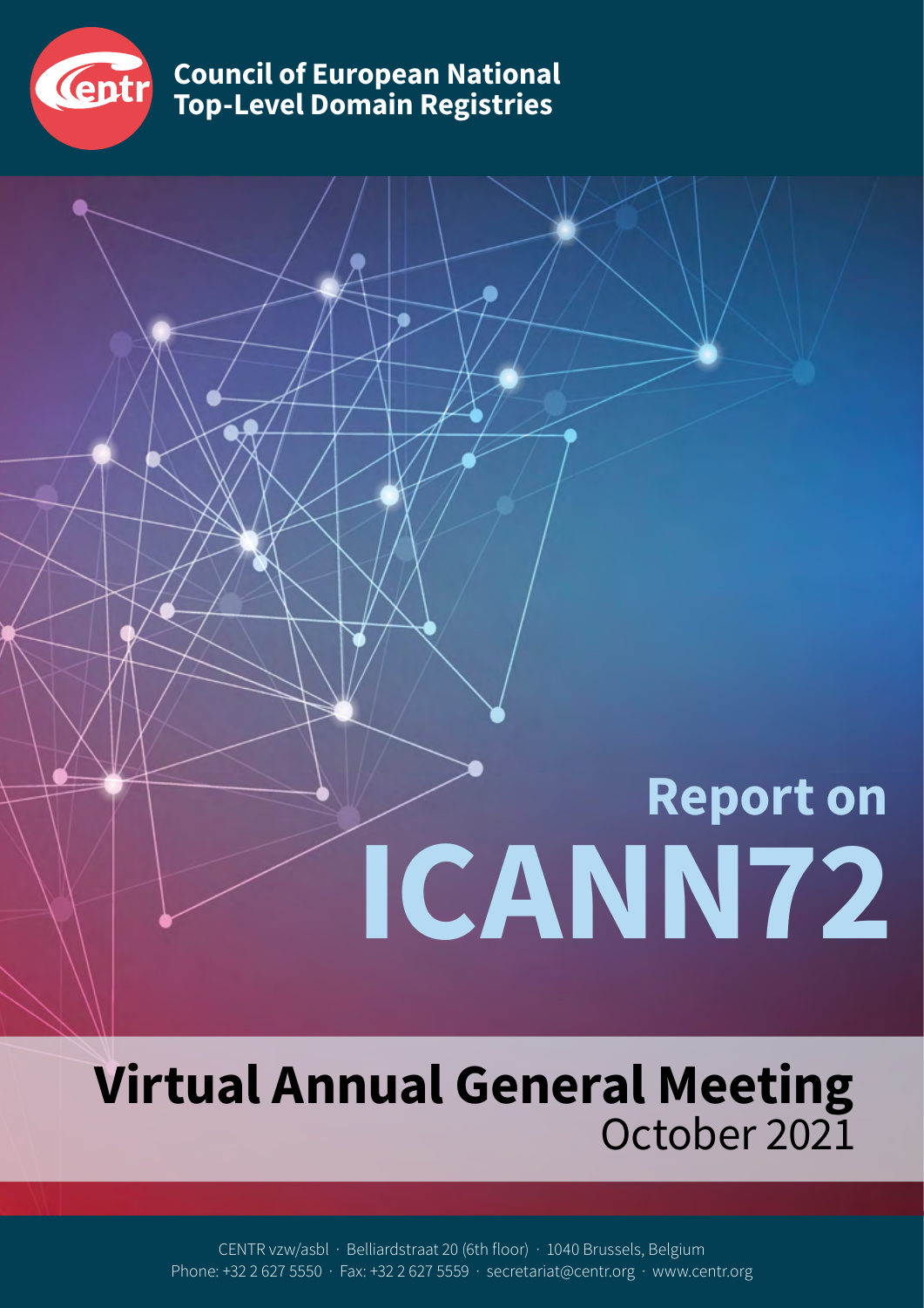**Council of European National Top-Level Domain Registries**

# Report on ICANN72

## Virtual Annual General Meeting

October 2021

CENTR vzw/asbl · Belliardstraat 20 (6th floor) · 1040 Brussels, Belgium
Phone: +32 2 627 5550 · Fax: +32 2 627 5559 · secretariat@centr.org · www.centr.org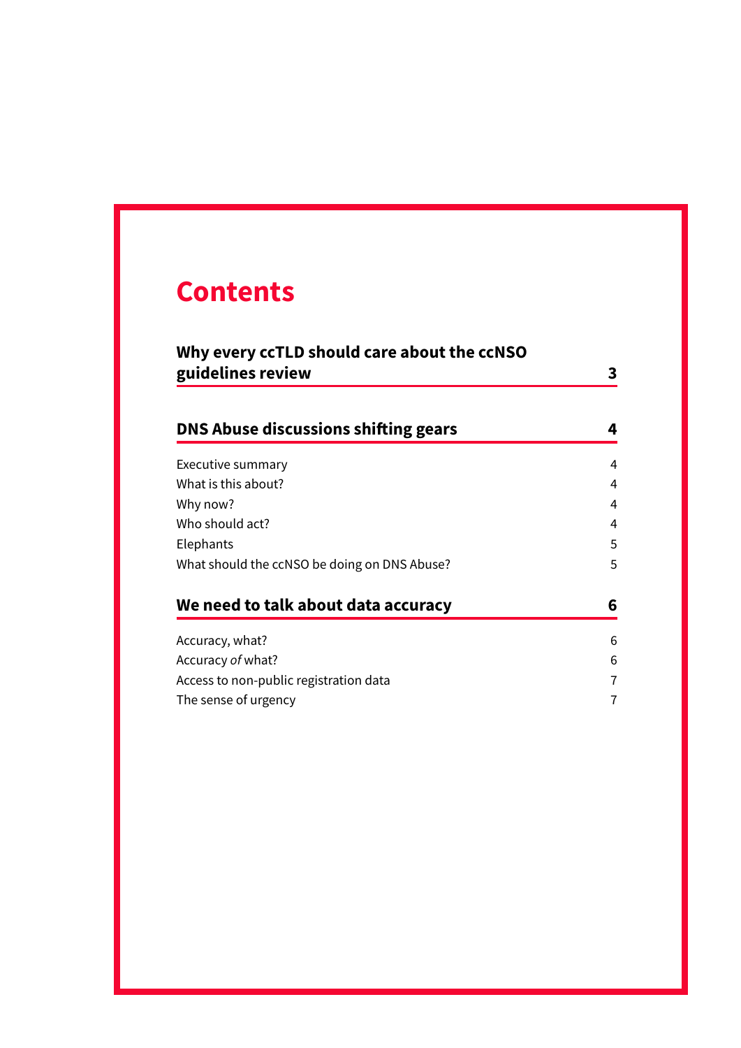# Contents

| | |
|---|---|
| **Why every ccTLD should care about the ccNSO guidelines review** | **3** |
| **DNS Abuse discussions shifting gears** | **4** |
| Executive summary | 4 |
| What is this about? | 4 |
| Why now? | 4 |
| Who should act? | 4 |
| Elephants | 5 |
| What should the ccNSO be doing on DNS Abuse? | 5 |
| **We need to talk about data accuracy** | **6** |
| Accuracy, what? | 6 |
| Accuracy *of* what? | 6 |
| Access to non-public registration data | 7 |
| The sense of urgency | 7 |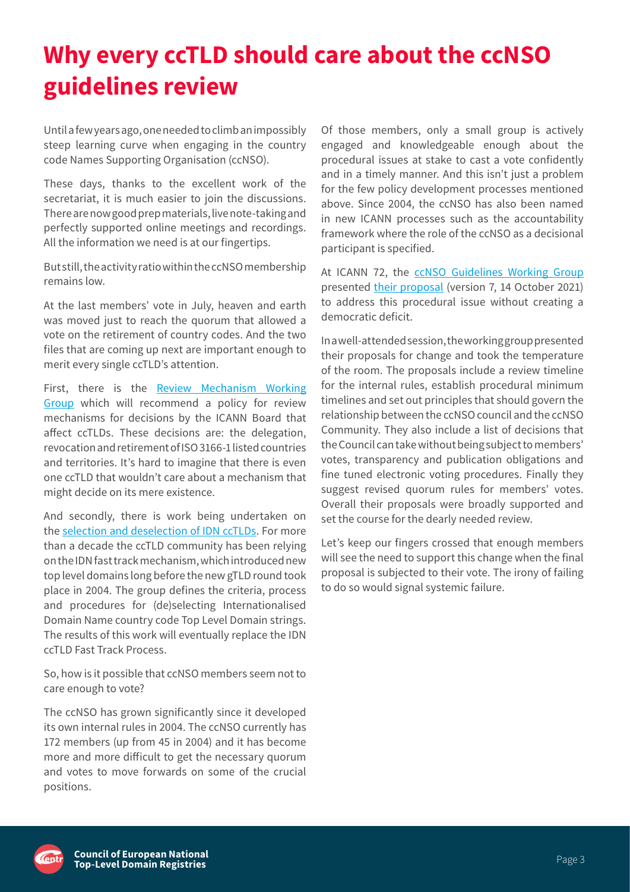# Why every ccTLD should care about the ccNSO guidelines review

Until a few years ago, one needed to climb an impossibly steep learning curve when engaging in the country code Names Supporting Organisation (ccNSO).

These days, thanks to the excellent work of the secretariat, it is much easier to join the discussions. There are now good prep materials, live note-taking and perfectly supported online meetings and recordings. All the information we need is at our fingertips.

But still, the activity ratio within the ccNSO membership remains low.

At the last members' vote in July, heaven and earth was moved just to reach the quorum that allowed a vote on the retirement of country codes. And the two files that are coming up next are important enough to merit every single ccTLD's attention.

First, there is the Review Mechanism Working Group which will recommend a policy for review mechanisms for decisions by the ICANN Board that affect ccTLDs. These decisions are: the delegation, revocation and retirement of ISO 3166-1 listed countries and territories. It's hard to imagine that there is even one ccTLD that wouldn't care about a mechanism that might decide on its mere existence.

And secondly, there is work being undertaken on the selection and deselection of IDN ccTLDs. For more than a decade the ccTLD community has been relying on the IDN fast track mechanism, which introduced new top level domains long before the new gTLD round took place in 2004. The group defines the criteria, process and procedures for (de)selecting Internationalised Domain Name country code Top Level Domain strings. The results of this work will eventually replace the IDN ccTLD Fast Track Process.

So, how is it possible that ccNSO members seem not to care enough to vote?

The ccNSO has grown significantly since it developed its own internal rules in 2004. The ccNSO currently has 172 members (up from 45 in 2004) and it has become more and more difficult to get the necessary quorum and votes to move forwards on some of the crucial positions.

Of those members, only a small group is actively engaged and knowledgeable enough about the procedural issues at stake to cast a vote confidently and in a timely manner. And this isn't just a problem for the few policy development processes mentioned above. Since 2004, the ccNSO has also been named in new ICANN processes such as the accountability framework where the role of the ccNSO as a decisional participant is specified.

At ICANN 72, the ccNSO Guidelines Working Group presented their proposal (version 7, 14 October 2021) to address this procedural issue without creating a democratic deficit.

In a well-attended session, the working group presented their proposals for change and took the temperature of the room. The proposals include a review timeline for the internal rules, establish procedural minimum timelines and set out principles that should govern the relationship between the ccNSO council and the ccNSO Community. They also include a list of decisions that the Council can take without being subject to members' votes, transparency and publication obligations and fine tuned electronic voting procedures. Finally they suggest revised quorum rules for members' votes. Overall their proposals were broadly supported and set the course for the dearly needed review.

Let's keep our fingers crossed that enough members will see the need to support this change when the final proposal is subjected to their vote. The irony of failing to do so would signal systemic failure.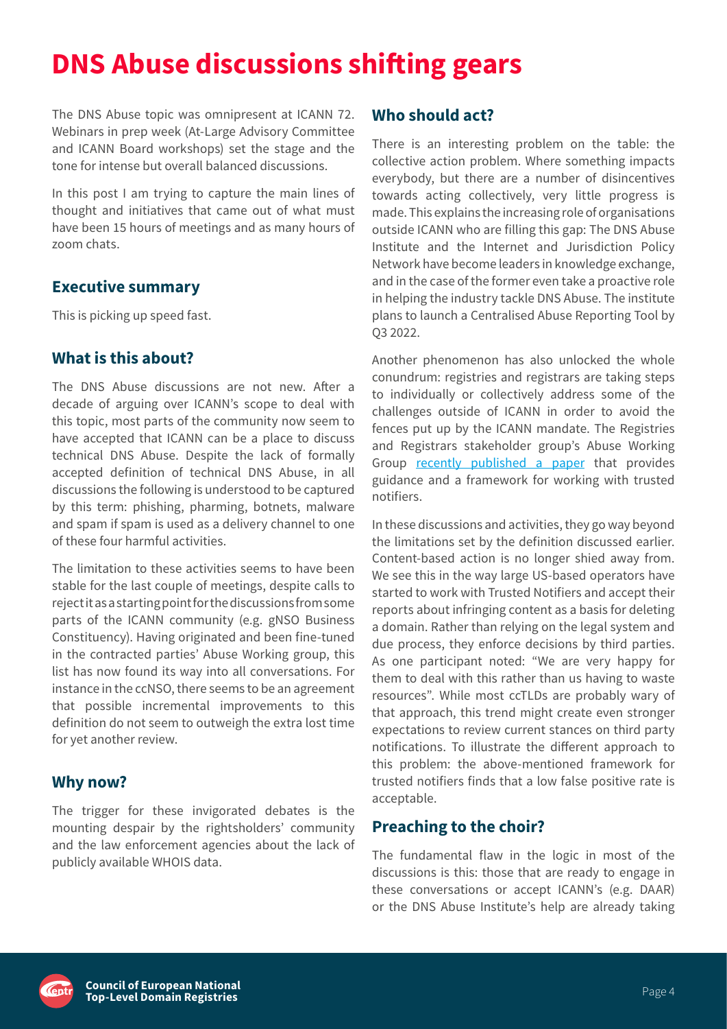# DNS Abuse discussions shifting gears

The DNS Abuse topic was omnipresent at ICANN 72. Webinars in prep week (At-Large Advisory Committee and ICANN Board workshops) set the stage and the tone for intense but overall balanced discussions.

In this post I am trying to capture the main lines of thought and initiatives that came out of what must have been 15 hours of meetings and as many hours of zoom chats.

## Executive summary

This is picking up speed fast.

## What is this about?

The DNS Abuse discussions are not new. After a decade of arguing over ICANN's scope to deal with this topic, most parts of the community now seem to have accepted that ICANN can be a place to discuss technical DNS Abuse. Despite the lack of formally accepted definition of technical DNS Abuse, in all discussions the following is understood to be captured by this term: phishing, pharming, botnets, malware and spam if spam is used as a delivery channel to one of these four harmful activities.

The limitation to these activities seems to have been stable for the last couple of meetings, despite calls to reject it as a starting point for the discussions from some parts of the ICANN community (e.g. gNSO Business Constituency). Having originated and been fine-tuned in the contracted parties' Abuse Working group, this list has now found its way into all conversations. For instance in the ccNSO, there seems to be an agreement that possible incremental improvements to this definition do not seem to outweigh the extra lost time for yet another review.

## Why now?

The trigger for these invigorated debates is the mounting despair by the rightsholders' community and the law enforcement agencies about the lack of publicly available WHOIS data.

## Who should act?

There is an interesting problem on the table: the collective action problem. Where something impacts everybody, but there are a number of disincentives towards acting collectively, very little progress is made. This explains the increasing role of organisations outside ICANN who are filling this gap: The DNS Abuse Institute and the Internet and Jurisdiction Policy Network have become leaders in knowledge exchange, and in the case of the former even take a proactive role in helping the industry tackle DNS Abuse. The institute plans to launch a Centralised Abuse Reporting Tool by Q3 2022.

Another phenomenon has also unlocked the whole conundrum: registries and registrars are taking steps to individually or collectively address some of the challenges outside of ICANN in order to avoid the fences put up by the ICANN mandate. The Registries and Registrars stakeholder group's Abuse Working Group recently published a paper that provides guidance and a framework for working with trusted notifiers.

In these discussions and activities, they go way beyond the limitations set by the definition discussed earlier. Content-based action is no longer shied away from. We see this in the way large US-based operators have started to work with Trusted Notifiers and accept their reports about infringing content as a basis for deleting a domain. Rather than relying on the legal system and due process, they enforce decisions by third parties. As one participant noted: "We are very happy for them to deal with this rather than us having to waste resources". While most ccTLDs are probably wary of that approach, this trend might create even stronger expectations to review current stances on third party notifications. To illustrate the different approach to this problem: the above-mentioned framework for trusted notifiers finds that a low false positive rate is acceptable.

## Preaching to the choir?

The fundamental flaw in the logic in most of the discussions is this: those that are ready to engage in these conversations or accept ICANN's (e.g. DAAR) or the DNS Abuse Institute's help are already taking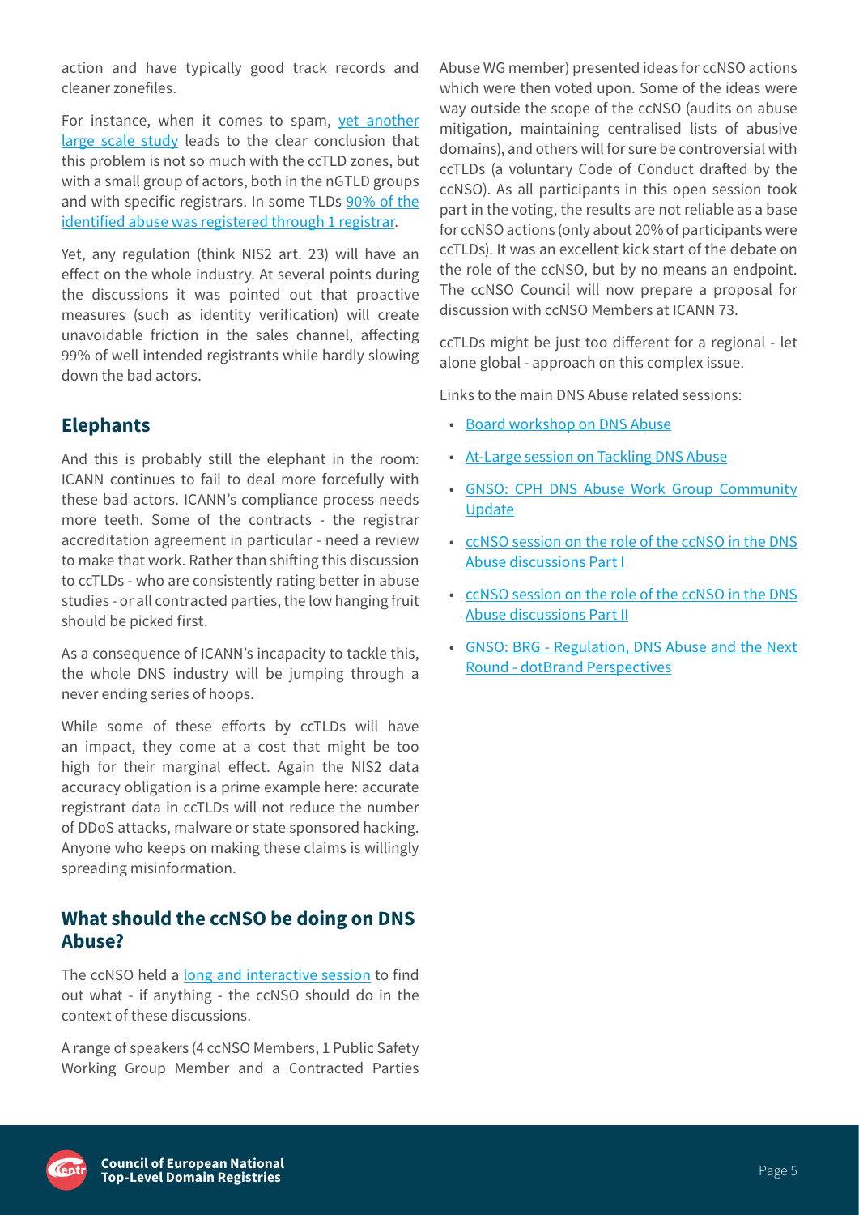action and have typically good track records and cleaner zonefiles.

For instance, when it comes to spam, yet another large scale study leads to the clear conclusion that this problem is not so much with the ccTLD zones, but with a small group of actors, both in the nGTLD groups and with specific registrars. In some TLDs 90% of the identified abuse was registered through 1 registrar.

Yet, any regulation (think NIS2 art. 23) will have an effect on the whole industry. At several points during the discussions it was pointed out that proactive measures (such as identity verification) will create unavoidable friction in the sales channel, affecting 99% of well intended registrants while hardly slowing down the bad actors.

## Elephants

And this is probably still the elephant in the room: ICANN continues to fail to deal more forcefully with these bad actors. ICANN's compliance process needs more teeth. Some of the contracts - the registrar accreditation agreement in particular - need a review to make that work. Rather than shifting this discussion to ccTLDs - who are consistently rating better in abuse studies - or all contracted parties, the low hanging fruit should be picked first.

As a consequence of ICANN's incapacity to tackle this, the whole DNS industry will be jumping through a never ending series of hoops.

While some of these efforts by ccTLDs will have an impact, they come at a cost that might be too high for their marginal effect. Again the NIS2 data accuracy obligation is a prime example here: accurate registrant data in ccTLDs will not reduce the number of DDoS attacks, malware or state sponsored hacking. Anyone who keeps on making these claims is willingly spreading misinformation.

## What should the ccNSO be doing on DNS Abuse?

The ccNSO held a long and interactive session to find out what - if anything - the ccNSO should do in the context of these discussions.

A range of speakers (4 ccNSO Members, 1 Public Safety Working Group Member and a Contracted Parties Abuse WG member) presented ideas for ccNSO actions which were then voted upon. Some of the ideas were way outside the scope of the ccNSO (audits on abuse mitigation, maintaining centralised lists of abusive domains), and others will for sure be controversial with ccTLDs (a voluntary Code of Conduct drafted by the ccNSO). As all participants in this open session took part in the voting, the results are not reliable as a base for ccNSO actions (only about 20% of participants were ccTLDs). It was an excellent kick start of the debate on the role of the ccNSO, but by no means an endpoint. The ccNSO Council will now prepare a proposal for discussion with ccNSO Members at ICANN 73.

ccTLDs might be just too different for a regional - let alone global - approach on this complex issue.

Links to the main DNS Abuse related sessions:

- Board workshop on DNS Abuse
- At-Large session on Tackling DNS Abuse
- GNSO: CPH DNS Abuse Work Group Community Update
- ccNSO session on the role of the ccNSO in the DNS Abuse discussions Part I
- ccNSO session on the role of the ccNSO in the DNS Abuse discussions Part II
- GNSO: BRG - Regulation, DNS Abuse and the Next Round - dotBrand Perspectives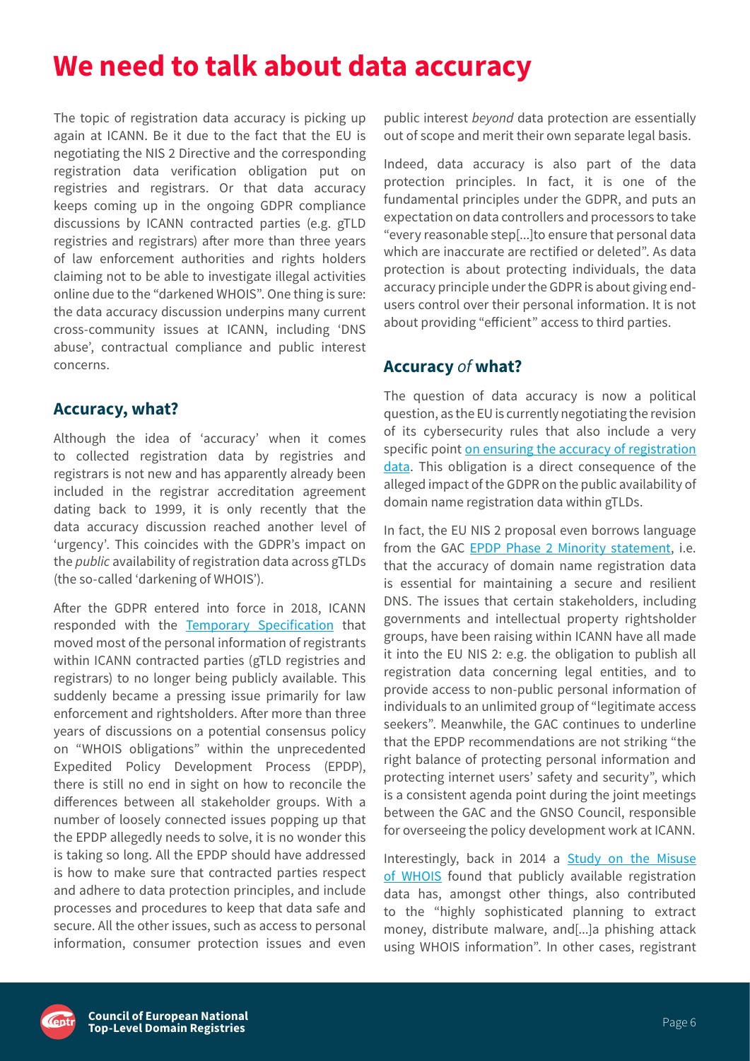# We need to talk about data accuracy

The topic of registration data accuracy is picking up again at ICANN. Be it due to the fact that the EU is negotiating the NIS 2 Directive and the corresponding registration data verification obligation put on registries and registrars. Or that data accuracy keeps coming up in the ongoing GDPR compliance discussions by ICANN contracted parties (e.g. gTLD registries and registrars) after more than three years of law enforcement authorities and rights holders claiming not to be able to investigate illegal activities online due to the "darkened WHOIS". One thing is sure: the data accuracy discussion underpins many current cross-community issues at ICANN, including 'DNS abuse', contractual compliance and public interest concerns.

## Accuracy, what?

Although the idea of 'accuracy' when it comes to collected registration data by registries and registrars is not new and has apparently already been included in the registrar accreditation agreement dating back to 1999, it is only recently that the data accuracy discussion reached another level of 'urgency'. This coincides with the GDPR's impact on the *public* availability of registration data across gTLDs (the so-called 'darkening of WHOIS').

After the GDPR entered into force in 2018, ICANN responded with the [Temporary Specification](#) that moved most of the personal information of registrants within ICANN contracted parties (gTLD registries and registrars) to no longer being publicly available. This suddenly became a pressing issue primarily for law enforcement and rightsholders. After more than three years of discussions on a potential consensus policy on "WHOIS obligations" within the unprecedented Expedited Policy Development Process (EPDP), there is still no end in sight on how to reconcile the differences between all stakeholder groups. With a number of loosely connected issues popping up that the EPDP allegedly needs to solve, it is no wonder this is taking so long. All the EPDP should have addressed is how to make sure that contracted parties respect and adhere to data protection principles, and include processes and procedures to keep that data safe and secure. All the other issues, such as access to personal information, consumer protection issues and even public interest *beyond* data protection are essentially out of scope and merit their own separate legal basis.

Indeed, data accuracy is also part of the data protection principles. In fact, it is one of the fundamental principles under the GDPR, and puts an expectation on data controllers and processors to take "every reasonable step[...]to ensure that personal data which are inaccurate are rectified or deleted". As data protection is about protecting individuals, the data accuracy principle under the GDPR is about giving end-users control over their personal information. It is not about providing "efficient" access to third parties.

## Accuracy *of* what?

The question of data accuracy is now a political question, as the EU is currently negotiating the revision of its cybersecurity rules that also include a very specific point [on ensuring the accuracy of registration data](#). This obligation is a direct consequence of the alleged impact of the GDPR on the public availability of domain name registration data within gTLDs.

In fact, the EU NIS 2 proposal even borrows language from the GAC [EPDP Phase 2 Minority statement](#), i.e. that the accuracy of domain name registration data is essential for maintaining a secure and resilient DNS. The issues that certain stakeholders, including governments and intellectual property rightsholder groups, have been raising within ICANN have all made it into the EU NIS 2: e.g. the obligation to publish all registration data concerning legal entities, and to provide access to non-public personal information of individuals to an unlimited group of "legitimate access seekers". Meanwhile, the GAC continues to underline that the EPDP recommendations are not striking "the right balance of protecting personal information and protecting internet users' safety and security", which is a consistent agenda point during the joint meetings between the GAC and the GNSO Council, responsible for overseeing the policy development work at ICANN.

Interestingly, back in 2014 a [Study on the Misuse of WHOIS](#) found that publicly available registration data has, amongst other things, also contributed to the "highly sophisticated planning to extract money, distribute malware, and[...]a phishing attack using WHOIS information". In other cases, registrant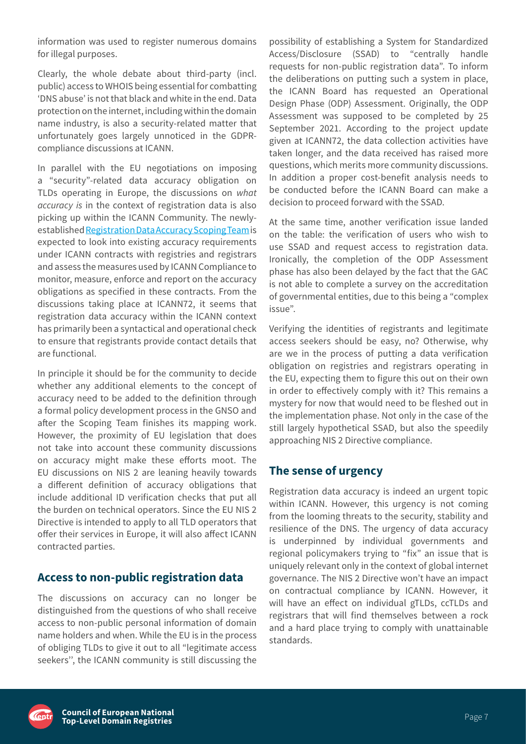information was used to register numerous domains for illegal purposes.

Clearly, the whole debate about third-party (incl. public) access to WHOIS being essential for combatting 'DNS abuse' is not that black and white in the end. Data protection on the internet, including within the domain name industry, is also a security-related matter that unfortunately goes largely unnoticed in the GDPR-compliance discussions at ICANN.

In parallel with the EU negotiations on imposing a "security"-related data accuracy obligation on TLDs operating in Europe, the discussions on *what accuracy is* in the context of registration data is also picking up within the ICANN Community. The newly-established [Registration Data Accuracy Scoping Team](#) is expected to look into existing accuracy requirements under ICANN contracts with registries and registrars and assess the measures used by ICANN Compliance to monitor, measure, enforce and report on the accuracy obligations as specified in these contracts. From the discussions taking place at ICANN72, it seems that registration data accuracy within the ICANN context has primarily been a syntactical and operational check to ensure that registrants provide contact details that are functional.

In principle it should be for the community to decide whether any additional elements to the concept of accuracy need to be added to the definition through a formal policy development process in the GNSO and after the Scoping Team finishes its mapping work. However, the proximity of EU legislation that does not take into account these community discussions on accuracy might make these efforts moot. The EU discussions on NIS 2 are leaning heavily towards a different definition of accuracy obligations that include additional ID verification checks that put all the burden on technical operators. Since the EU NIS 2 Directive is intended to apply to all TLD operators that offer their services in Europe, it will also affect ICANN contracted parties.

## Access to non-public registration data

The discussions on accuracy can no longer be distinguished from the questions of who shall receive access to non-public personal information of domain name holders and when. While the EU is in the process of obliging TLDs to give it out to all "legitimate access seekers'', the ICANN community is still discussing the possibility of establishing a System for Standardized Access/Disclosure (SSAD) to "centrally handle requests for non-public registration data". To inform the deliberations on putting such a system in place, the ICANN Board has requested an Operational Design Phase (ODP) Assessment. Originally, the ODP Assessment was supposed to be completed by 25 September 2021. According to the project update given at ICANN72, the data collection activities have taken longer, and the data received has raised more questions, which merits more community discussions. In addition a proper cost-benefit analysis needs to be conducted before the ICANN Board can make a decision to proceed forward with the SSAD.

At the same time, another verification issue landed on the table: the verification of users who wish to use SSAD and request access to registration data. Ironically, the completion of the ODP Assessment phase has also been delayed by the fact that the GAC is not able to complete a survey on the accreditation of governmental entities, due to this being a "complex issue".

Verifying the identities of registrants and legitimate access seekers should be easy, no? Otherwise, why are we in the process of putting a data verification obligation on registries and registrars operating in the EU, expecting them to figure this out on their own in order to effectively comply with it? This remains a mystery for now that would need to be fleshed out in the implementation phase. Not only in the case of the still largely hypothetical SSAD, but also the speedily approaching NIS 2 Directive compliance.

## The sense of urgency

Registration data accuracy is indeed an urgent topic within ICANN. However, this urgency is not coming from the looming threats to the security, stability and resilience of the DNS. The urgency of data accuracy is underpinned by individual governments and regional policymakers trying to "fix" an issue that is uniquely relevant only in the context of global internet governance. The NIS 2 Directive won't have an impact on contractual compliance by ICANN. However, it will have an effect on individual gTLDs, ccTLDs and registrars that will find themselves between a rock and a hard place trying to comply with unattainable standards.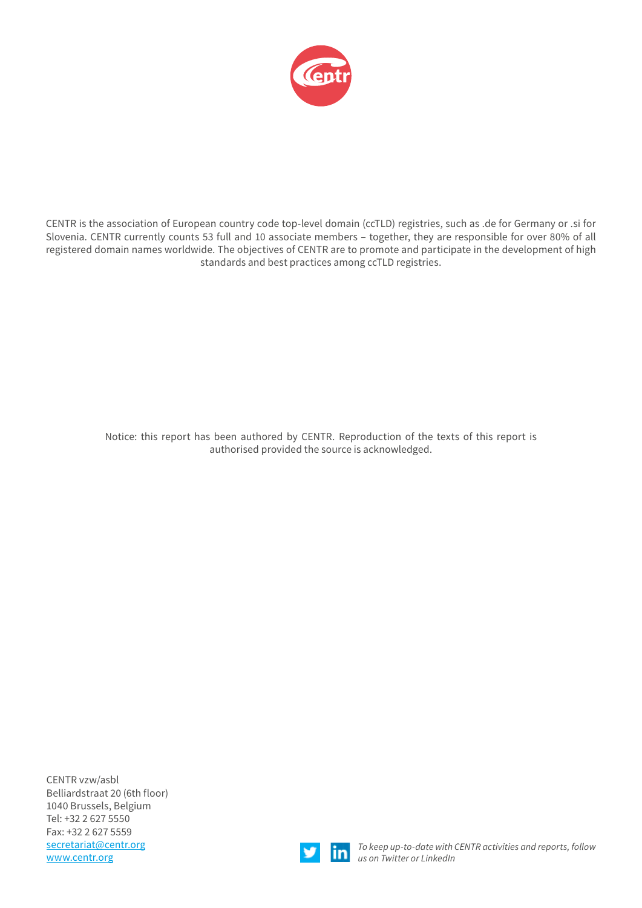CENTR is the association of European country code top-level domain (ccTLD) registries, such as .de for Germany or .si for Slovenia. CENTR currently counts 53 full and 10 associate members – together, they are responsible for over 80% of all registered domain names worldwide. The objectives of CENTR are to promote and participate in the development of high standards and best practices among ccTLD registries.

Notice: this report has been authored by CENTR. Reproduction of the texts of this report is authorised provided the source is acknowledged.

CENTR vzw/asbl
Belliardstraat 20 (6th floor)
1040 Brussels, Belgium
Tel: +32 2 627 5550
Fax: +32 2 627 5559
secretariat@centr.org
www.centr.org

*To keep up-to-date with CENTR activities and reports, follow us on Twitter or LinkedIn*